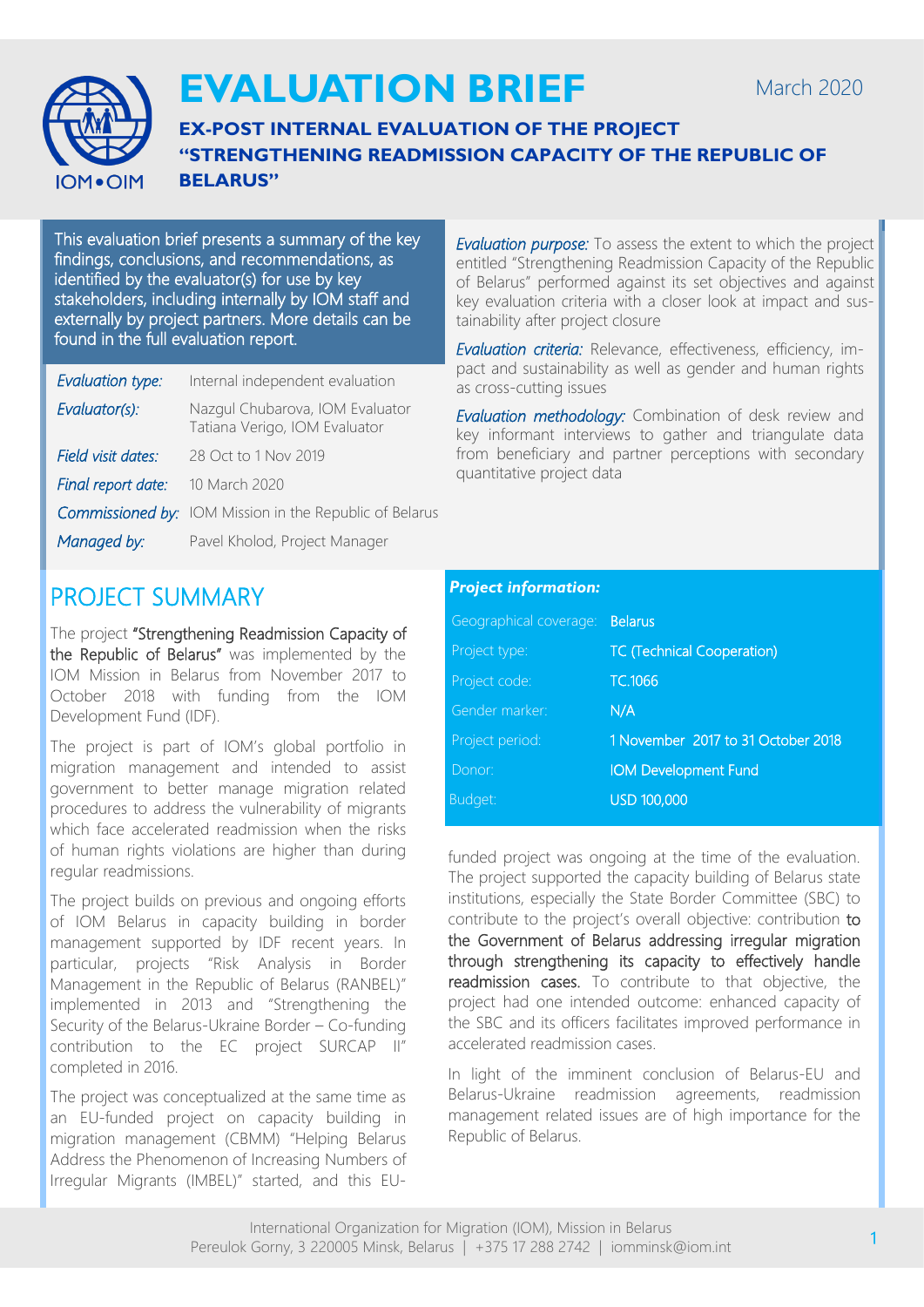# EVALUATION BRIEF

March 2020

## EX-POST INTERNAL EVALUATION OF THE PROJECT "STRENGTHENING READMISSION CAPACITY OF THE REPUBLIC OF BELARUS"

This evaluation brief presents a summary of the key findings, conclusions, and recommendations, as identified by the evaluator(s) for use by key stakeholders, including internally by IOM staff and externally by project partners. More details can be found in the full evaluation report.

| | |
|---|---|
| *Evaluation type:* | Internal independent evaluation |
| *Evaluator(s):* | Nazgul Chubarova, IOM Evaluator<br>Tatiana Verigo, IOM Evaluator |
| *Field visit dates:* | 28 Oct to 1 Nov 2019 |
| *Final report date:* | 10 March 2020 |
| *Commissioned by:* | IOM Mission in the Republic of Belarus |
| *Managed by:* | Pavel Kholod, Project Manager |

*Evaluation purpose:* To assess the extent to which the project entitled "Strengthening Readmission Capacity of the Republic of Belarus" performed against its set objectives and against key evaluation criteria with a closer look at impact and sustainability after project closure

*Evaluation criteria:* Relevance, effectiveness, efficiency, impact and sustainability as well as gender and human rights as cross-cutting issues

*Evaluation methodology:* Combination of desk review and key informant interviews to gather and triangulate data from beneficiary and partner perceptions with secondary quantitative project data

## PROJECT SUMMARY

The project "Strengthening Readmission Capacity of the Republic of Belarus" was implemented by the IOM Mission in Belarus from November 2017 to October 2018 with funding from the IOM Development Fund (IDF).

The project is part of IOM's global portfolio in migration management and intended to assist government to better manage migration related procedures to address the vulnerability of migrants which face accelerated readmission when the risks of human rights violations are higher than during regular readmissions.

The project builds on previous and ongoing efforts of IOM Belarus in capacity building in border management supported by IDF recent years. In particular, projects "Risk Analysis in Border Management in the Republic of Belarus (RANBEL)" implemented in 2013 and "Strengthening the Security of the Belarus-Ukraine Border – Co-funding contribution to the EC project SURCAP II" completed in 2016.

The project was conceptualized at the same time as an EU-funded project on capacity building in migration management (CBMM) "Helping Belarus Address the Phenomenon of Increasing Numbers of Irregular Migrants (IMBEL)" started, and this EU-funded project was ongoing at the time of the evaluation. The project supported the capacity building of Belarus state institutions, especially the State Border Committee (SBC) to contribute to the project's overall objective: contribution to the Government of Belarus addressing irregular migration through strengthening its capacity to effectively handle readmission cases. To contribute to that objective, the project had one intended outcome: enhanced capacity of the SBC and its officers facilitates improved performance in accelerated readmission cases.

In light of the imminent conclusion of Belarus-EU and Belarus-Ukraine readmission agreements, readmission management related issues are of high importance for the Republic of Belarus.

***Project information:***

| | |
|---|---|
| Geographical coverage: | Belarus |
| Project type: | TC (Technical Cooperation) |
| Project code: | TC.1066 |
| Gender marker: | N/A |
| Project period: | 1 November 2017 to 31 October 2018 |
| Donor: | IOM Development Fund |
| Budget: | USD 100,000 |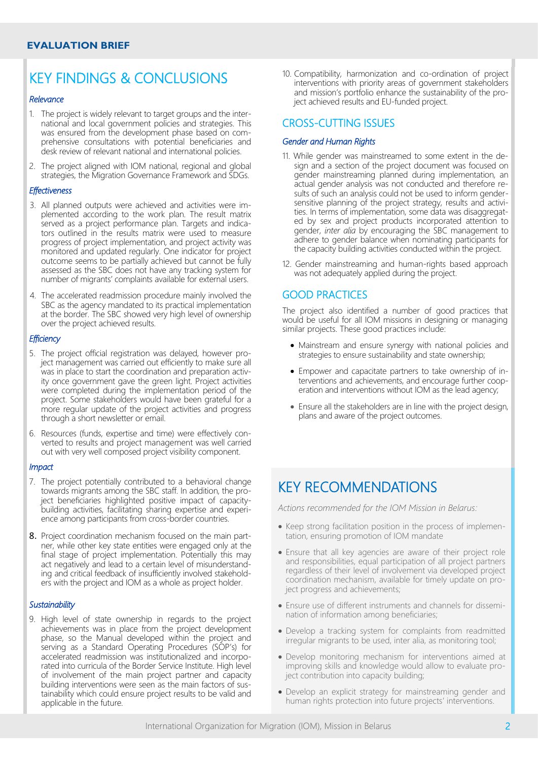## KEY FINDINGS & CONCLUSIONS

*Relevance*

1. The project is widely relevant to target groups and the international and local government policies and strategies. This was ensured from the development phase based on comprehensive consultations with potential beneficiaries and desk review of relevant national and international policies.
2. The project aligned with IOM national, regional and global strategies, the Migration Governance Framework and SDGs.

*Effectiveness*

3. All planned outputs were achieved and activities were implemented according to the work plan. The result matrix served as a project performance plan. Targets and indicators outlined in the results matrix were used to measure progress of project implementation, and project activity was monitored and updated regularly. One indicator for project outcome seems to be partially achieved but cannot be fully assessed as the SBC does not have any tracking system for number of migrants' complaints available for external users.
4. The accelerated readmission procedure mainly involved the SBC as the agency mandated to its practical implementation at the border. The SBC showed very high level of ownership over the project achieved results.

*Efficiency*

5. The project official registration was delayed, however project management was carried out efficiently to make sure all was in place to start the coordination and preparation activity once government gave the green light. Project activities were completed during the implementation period of the project. Some stakeholders would have been grateful for a more regular update of the project activities and progress through a short newsletter or email.
6. Resources (funds, expertise and time) were effectively converted to results and project management was well carried out with very well composed project visibility component.

*Impact*

7. The project potentially contributed to a behavioral change towards migrants among the SBC staff. In addition, the project beneficiaries highlighted positive impact of capacity-building activities, facilitating sharing expertise and experience among participants from cross-border countries.
8. Project coordination mechanism focused on the main partner, while other key state entities were engaged only at the final stage of project implementation. Potentially this may act negatively and lead to a certain level of misunderstanding and critical feedback of insufficiently involved stakeholders with the project and IOM as a whole as project holder.

*Sustainability*

9. High level of state ownership in regards to the project achievements was in place from the project development phase, so the Manual developed within the project and serving as a Standard Operating Procedures (SOP's) for accelerated readmission was institutionalized and incorporated into curricula of the Border Service Institute. High level of involvement of the main project partner and capacity building interventions were seen as the main factors of sustainability which could ensure project results to be valid and applicable in the future.
10. Compatibility, harmonization and co-ordination of project interventions with priority areas of government stakeholders and mission's portfolio enhance the sustainability of the project achieved results and EU-funded project.

## CROSS-CUTTING ISSUES

*Gender and Human Rights*

11. While gender was mainstreamed to some extent in the design and a section of the project document was focused on gender mainstreaming planned during implementation, an actual gender analysis was not conducted and therefore results of such an analysis could not be used to inform gender-sensitive planning of the project strategy, results and activities. In terms of implementation, some data was disaggregated by sex and project products incorporated attention to gender, *inter alia* by encouraging the SBC management to adhere to gender balance when nominating participants for the capacity building activities conducted within the project.
12. Gender mainstreaming and human-rights based approach was not adequately applied during the project.

## GOOD PRACTICES

The project also identified a number of good practices that would be useful for all IOM missions in designing or managing similar projects. These good practices include:

- Mainstream and ensure synergy with national policies and strategies to ensure sustainability and state ownership;
- Empower and capacitate partners to take ownership of interventions and achievements, and encourage further cooperation and interventions without IOM as the lead agency;
- Ensure all the stakeholders are in line with the project design, plans and aware of the project outcomes.

## KEY RECOMMENDATIONS

*Actions recommended for the IOM Mission in Belarus:*

- Keep strong facilitation position in the process of implementation, ensuring promotion of IOM mandate
- Ensure that all key agencies are aware of their project role and responsibilities, equal participation of all project partners regardless of their level of involvement via developed project coordination mechanism, available for timely update on project progress and achievements;
- Ensure use of different instruments and channels for dissemination of information among beneficiaries;
- Develop a tracking system for complaints from readmitted irregular migrants to be used, inter alia, as monitoring tool;
- Develop monitoring mechanism for interventions aimed at improving skills and knowledge would allow to evaluate project contribution into capacity building;
- Develop an explicit strategy for mainstreaming gender and human rights protection into future projects' interventions.